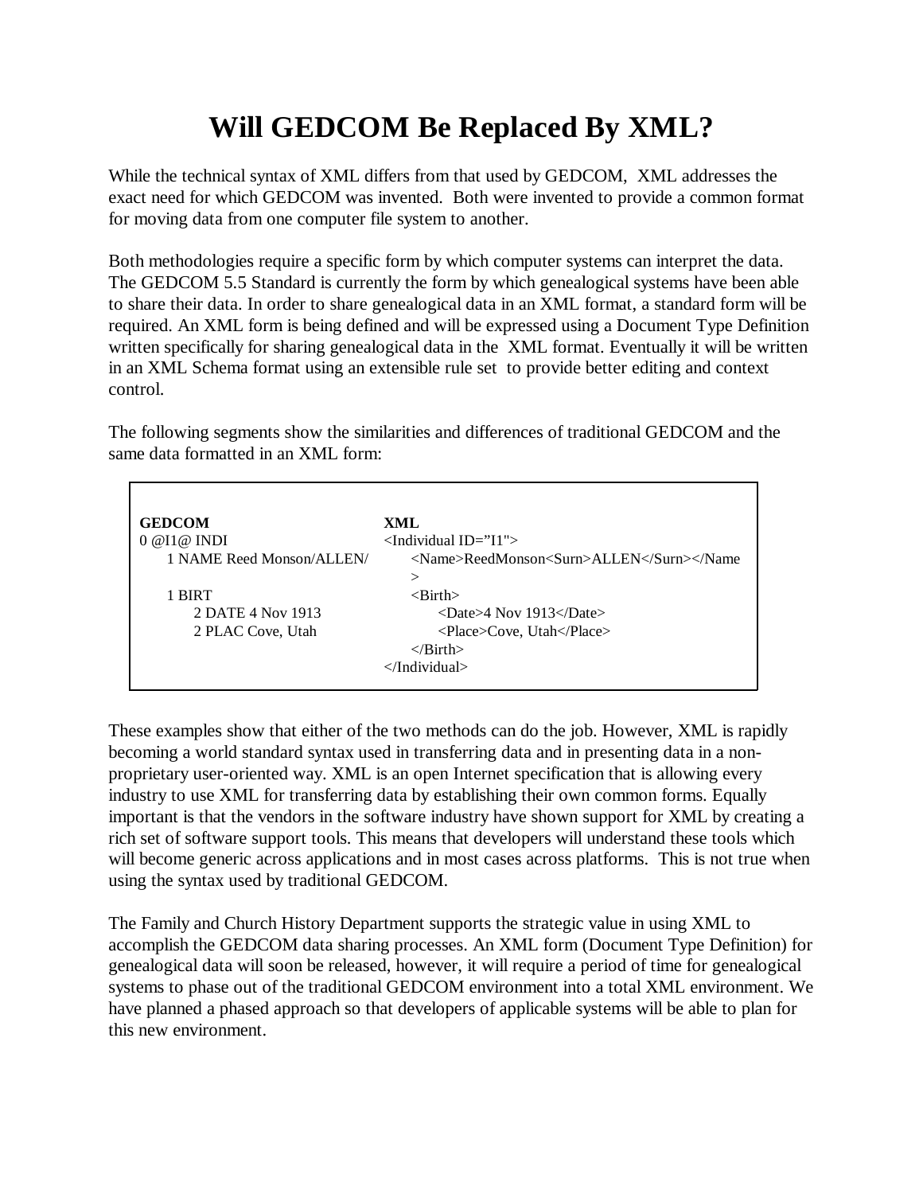# Will GEDCOM Be Replaced By XML?

While the technical syntax of XML differs from that used by GEDCOM, XML addresses the exact need for which GEDCOM was invented. Both were invented to provide a common format for moving data from one computer file system to another.

Both methodologies require a specific form by which computer systems can interpret the data. The GEDCOM 5.5 Standard is currently the form by which genealogical systems have been able to share their data. In order to share genealogical data in an XML format, a standard form will be required. An XML form is being defined and will be expressed using a Document Type Definition written specifically for sharing genealogical data in the XML format. Eventually it will be written in an XML Schema format using an extensible rule set to provide better editing and context control.

The following segments show the similarities and differences of traditional GEDCOM and the same data formatted in an XML form:

| GEDCOM | XML |
|---|---|
| 0 @I1@ INDI | <Individual ID="I1"> |
| 1 NAME Reed Monson/ALLEN/ | <Name>ReedMonson<Surn>ALLEN</Surn></Name> |
| 1 BIRT | <Birth> |
| 2 DATE 4 Nov 1913 | <Date>4 Nov 1913</Date> |
| 2 PLAC Cove, Utah | <Place>Cove, Utah</Place> |
| | </Birth> |
| | </Individual> |

These examples show that either of the two methods can do the job. However, XML is rapidly becoming a world standard syntax used in transferring data and in presenting data in a non-proprietary user-oriented way. XML is an open Internet specification that is allowing every industry to use XML for transferring data by establishing their own common forms. Equally important is that the vendors in the software industry have shown support for XML by creating a rich set of software support tools. This means that developers will understand these tools which will become generic across applications and in most cases across platforms. This is not true when using the syntax used by traditional GEDCOM.

The Family and Church History Department supports the strategic value in using XML to accomplish the GEDCOM data sharing processes. An XML form (Document Type Definition) for genealogical data will soon be released, however, it will require a period of time for genealogical systems to phase out of the traditional GEDCOM environment into a total XML environment. We have planned a phased approach so that developers of applicable systems will be able to plan for this new environment.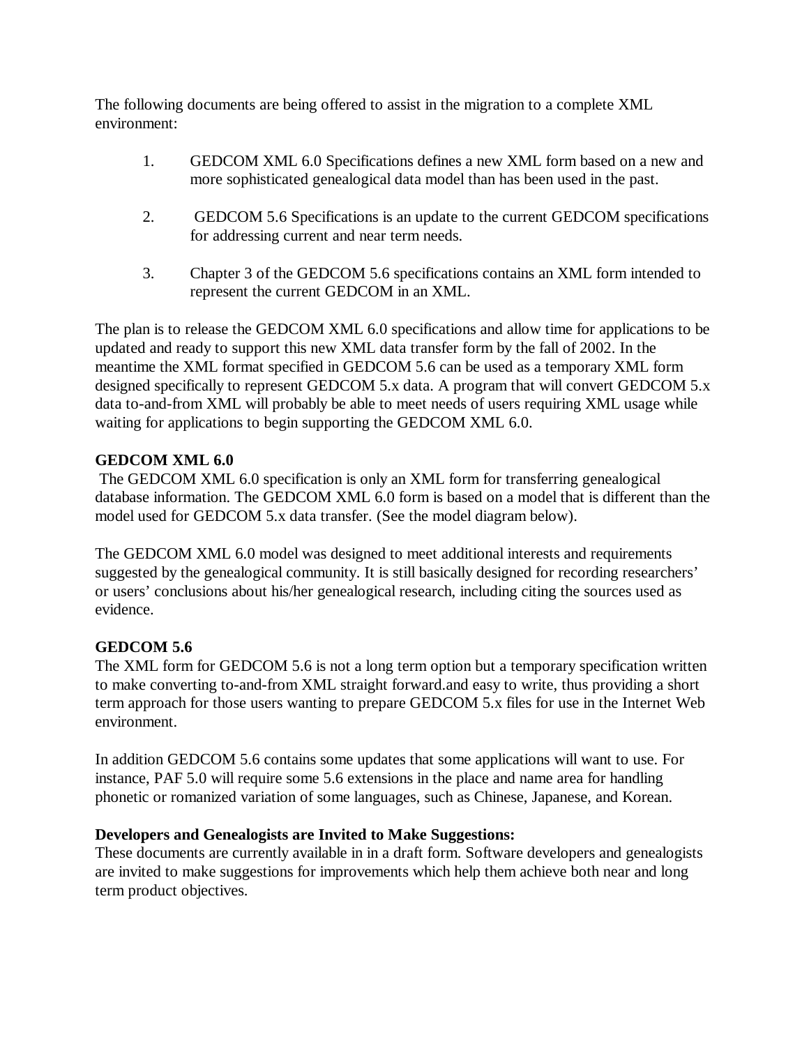The following documents are being offered to assist in the migration to a complete XML environment:

1. GEDCOM XML 6.0 Specifications defines a new XML form based on a new and more sophisticated genealogical data model than has been used in the past.

2. GEDCOM 5.6 Specifications is an update to the current GEDCOM specifications for addressing current and near term needs.

3. Chapter 3 of the GEDCOM 5.6 specifications contains an XML form intended to represent the current GEDCOM in an XML.

The plan is to release the GEDCOM XML 6.0 specifications and allow time for applications to be updated and ready to support this new XML data transfer form by the fall of 2002. In the meantime the XML format specified in GEDCOM 5.6 can be used as a temporary XML form designed specifically to represent GEDCOM 5.x data. A program that will convert GEDCOM 5.x data to-and-from XML will probably be able to meet needs of users requiring XML usage while waiting for applications to begin supporting the GEDCOM XML 6.0.

**GEDCOM XML 6.0**

The GEDCOM XML 6.0 specification is only an XML form for transferring genealogical database information. The GEDCOM XML 6.0 form is based on a model that is different than the model used for GEDCOM 5.x data transfer. (See the model diagram below).

The GEDCOM XML 6.0 model was designed to meet additional interests and requirements suggested by the genealogical community. It is still basically designed for recording researchers' or users' conclusions about his/her genealogical research, including citing the sources used as evidence.

**GEDCOM 5.6**

The XML form for GEDCOM 5.6 is not a long term option but a temporary specification written to make converting to-and-from XML straight forward.and easy to write, thus providing a short term approach for those users wanting to prepare GEDCOM 5.x files for use in the Internet Web environment.

In addition GEDCOM 5.6 contains some updates that some applications will want to use. For instance, PAF 5.0 will require some 5.6 extensions in the place and name area for handling phonetic or romanized variation of some languages, such as Chinese, Japanese, and Korean.

**Developers and Genealogists are Invited to Make Suggestions:**

These documents are currently available in in a draft form. Software developers and genealogists are invited to make suggestions for improvements which help them achieve both near and long term product objectives.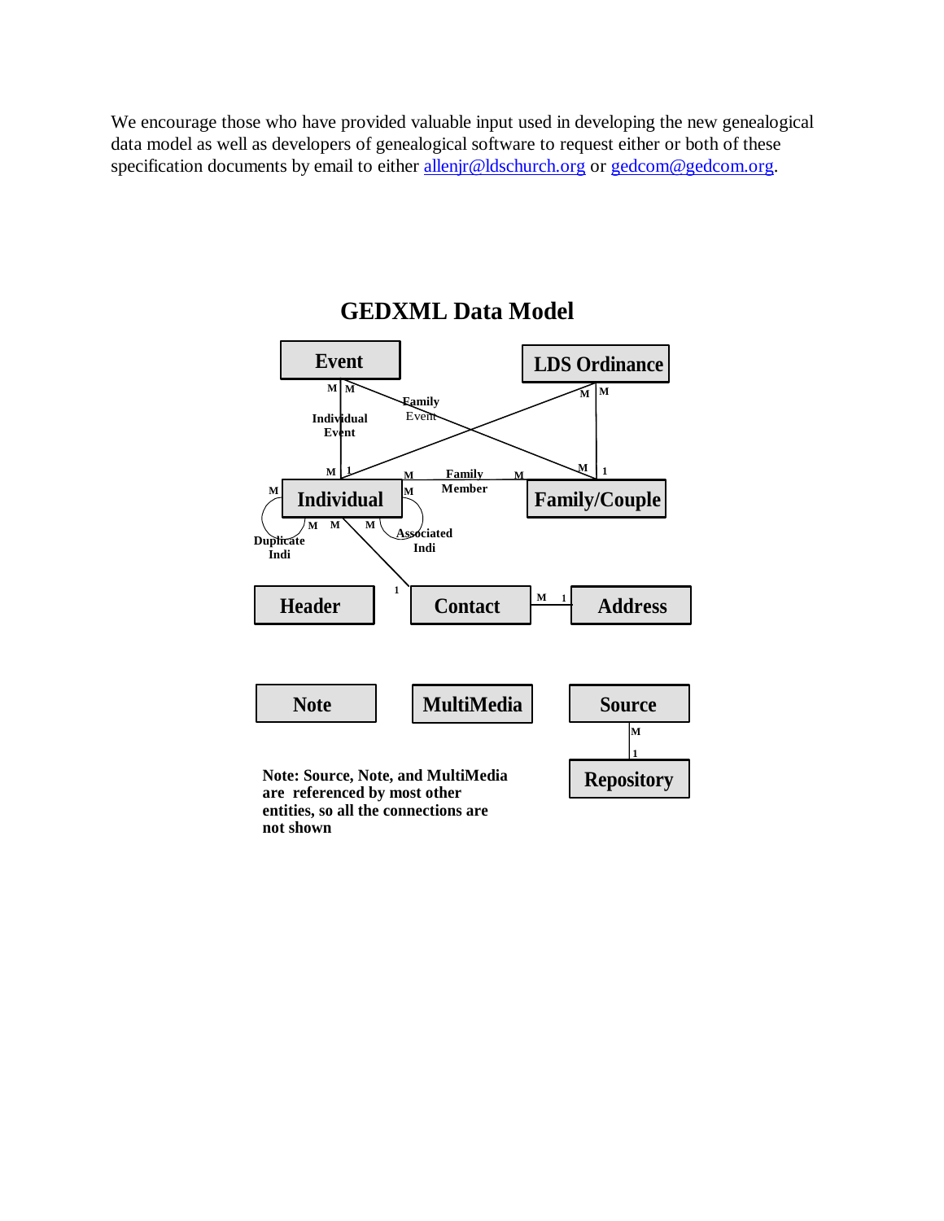We encourage those who have provided valuable input used in developing the new genealogical data model as well as developers of genealogical software to request either or both of these specification documents by email to either allenjr@ldschurch.org or gedcom@gedcom.org.

## GEDXML Data Model

Event

LDS Ordinance

Individual Event

Family Event

Family Member

Individual

Family/Couple

Duplicate Indi

Associated Indi

Header

Contact

Address

Note

MultiMedia

Source

Repository

M

1

**Note: Source, Note, and MultiMedia are referenced by most other entities, so all the connections are not shown**